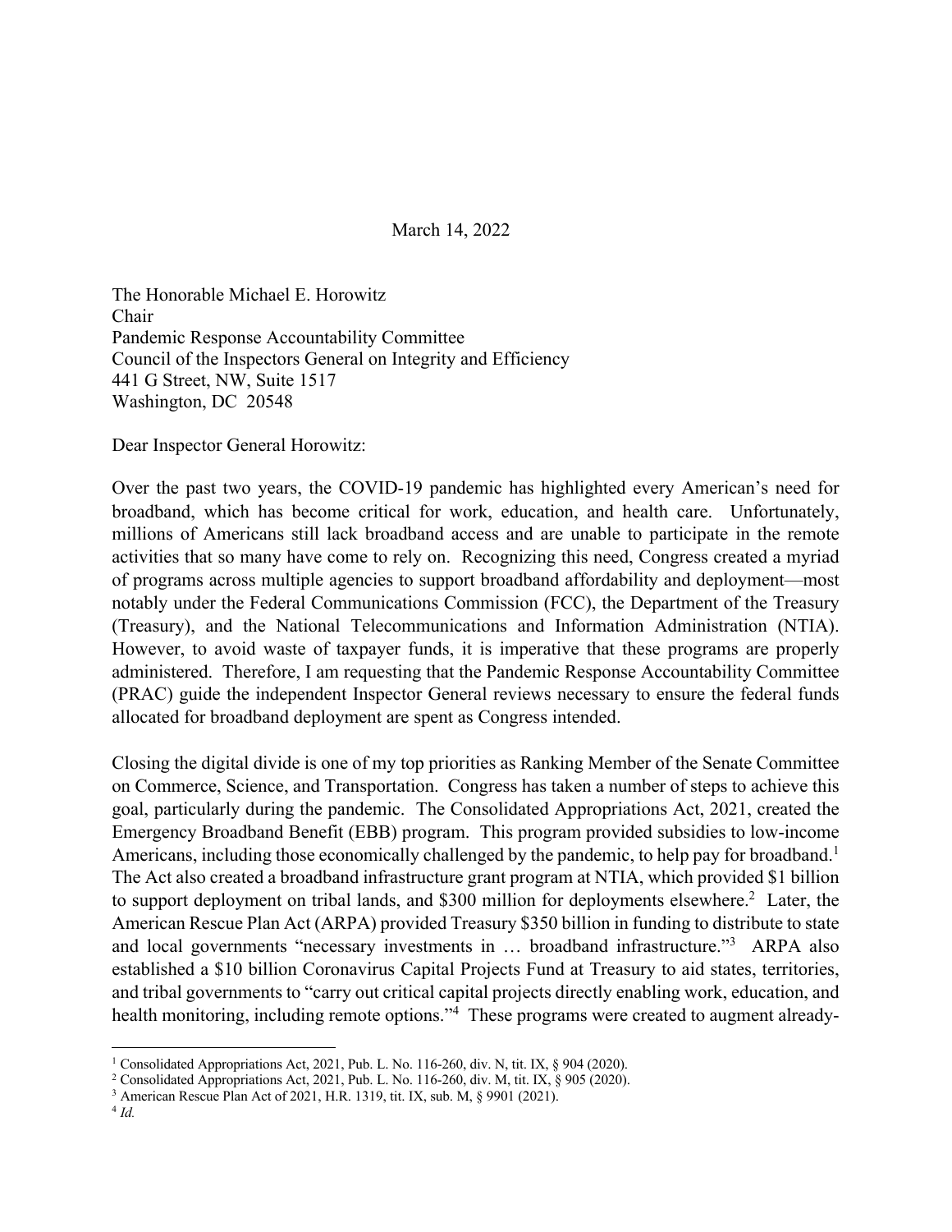March 14, 2022

The Honorable Michael E. Horowitz
Chair
Pandemic Response Accountability Committee
Council of the Inspectors General on Integrity and Efficiency
441 G Street, NW, Suite 1517
Washington, DC 20548

Dear Inspector General Horowitz:

Over the past two years, the COVID-19 pandemic has highlighted every American's need for broadband, which has become critical for work, education, and health care. Unfortunately, millions of Americans still lack broadband access and are unable to participate in the remote activities that so many have come to rely on. Recognizing this need, Congress created a myriad of programs across multiple agencies to support broadband affordability and deployment—most notably under the Federal Communications Commission (FCC), the Department of the Treasury (Treasury), and the National Telecommunications and Information Administration (NTIA). However, to avoid waste of taxpayer funds, it is imperative that these programs are properly administered. Therefore, I am requesting that the Pandemic Response Accountability Committee (PRAC) guide the independent Inspector General reviews necessary to ensure the federal funds allocated for broadband deployment are spent as Congress intended.

Closing the digital divide is one of my top priorities as Ranking Member of the Senate Committee on Commerce, Science, and Transportation. Congress has taken a number of steps to achieve this goal, particularly during the pandemic. The Consolidated Appropriations Act, 2021, created the Emergency Broadband Benefit (EBB) program. This program provided subsidies to low-income Americans, including those economically challenged by the pandemic, to help pay for broadband.[1] The Act also created a broadband infrastructure grant program at NTIA, which provided $1 billion to support deployment on tribal lands, and $300 million for deployments elsewhere.[2] Later, the American Rescue Plan Act (ARPA) provided Treasury $350 billion in funding to distribute to state and local governments "necessary investments in … broadband infrastructure."[3] ARPA also established a $10 billion Coronavirus Capital Projects Fund at Treasury to aid states, territories, and tribal governments to "carry out critical capital projects directly enabling work, education, and health monitoring, including remote options."[4] These programs were created to augment already-

---

[1] Consolidated Appropriations Act, 2021, Pub. L. No. 116-260, div. N, tit. IX, § 904 (2020).

[2] Consolidated Appropriations Act, 2021, Pub. L. No. 116-260, div. M, tit. IX, § 905 (2020).

[3] American Rescue Plan Act of 2021, H.R. 1319, tit. IX, sub. M, § 9901 (2021).

[4] *Id.*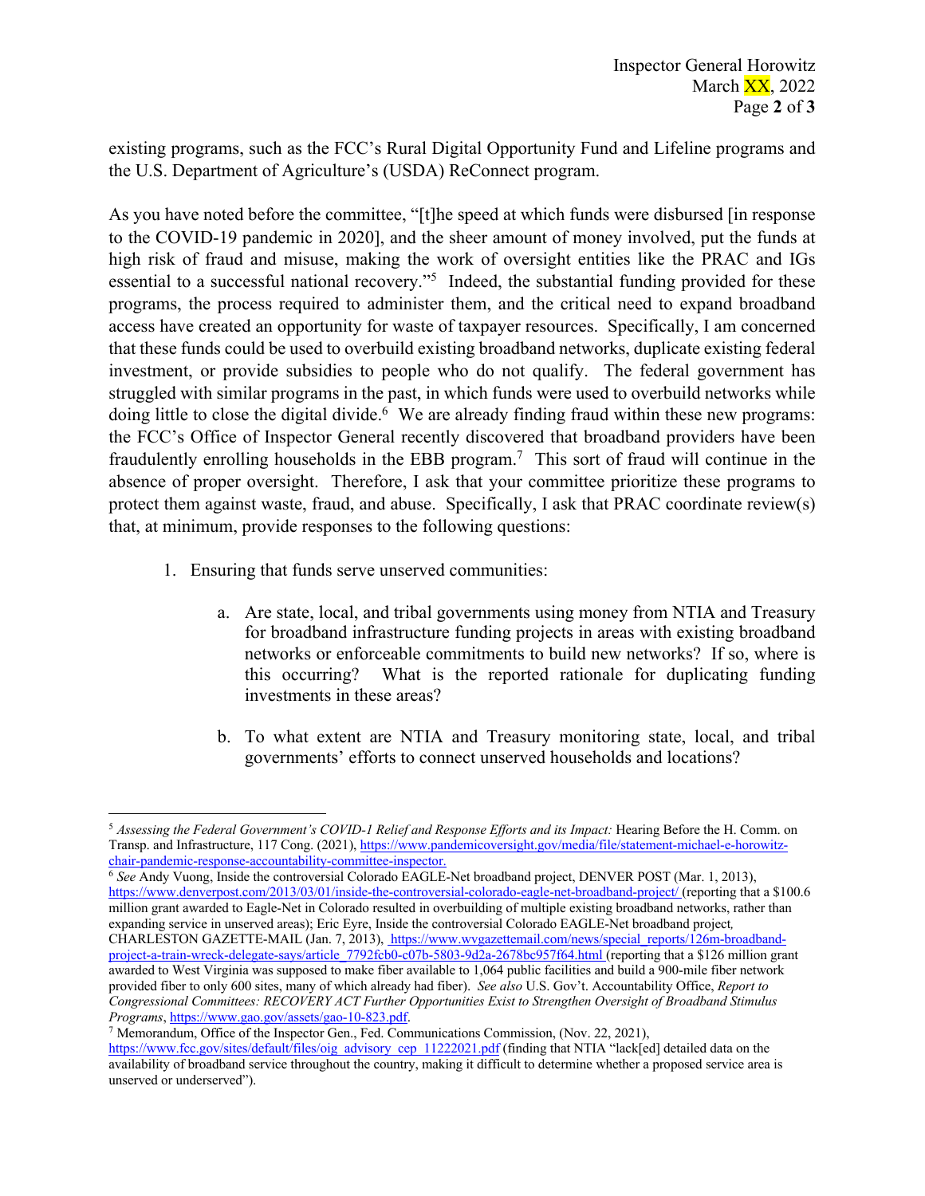existing programs, such as the FCC's Rural Digital Opportunity Fund and Lifeline programs and the U.S. Department of Agriculture's (USDA) ReConnect program.

As you have noted before the committee, "[t]he speed at which funds were disbursed [in response to the COVID-19 pandemic in 2020], and the sheer amount of money involved, put the funds at high risk of fraud and misuse, making the work of oversight entities like the PRAC and IGs essential to a successful national recovery."[5] Indeed, the substantial funding provided for these programs, the process required to administer them, and the critical need to expand broadband access have created an opportunity for waste of taxpayer resources. Specifically, I am concerned that these funds could be used to overbuild existing broadband networks, duplicate existing federal investment, or provide subsidies to people who do not qualify. The federal government has struggled with similar programs in the past, in which funds were used to overbuild networks while doing little to close the digital divide.[6] We are already finding fraud within these new programs: the FCC's Office of Inspector General recently discovered that broadband providers have been fraudulently enrolling households in the EBB program.[7] This sort of fraud will continue in the absence of proper oversight. Therefore, I ask that your committee prioritize these programs to protect them against waste, fraud, and abuse. Specifically, I ask that PRAC coordinate review(s) that, at minimum, provide responses to the following questions:

1. Ensuring that funds serve unserved communities:

    a. Are state, local, and tribal governments using money from NTIA and Treasury for broadband infrastructure funding projects in areas with existing broadband networks or enforceable commitments to build new networks? If so, where is this occurring? What is the reported rationale for duplicating funding investments in these areas?

    b. To what extent are NTIA and Treasury monitoring state, local, and tribal governments' efforts to connect unserved households and locations?

---

[5] *Assessing the Federal Government's COVID-1 Relief and Response Efforts and its Impact:* Hearing Before the H. Comm. on Transp. and Infrastructure, 117 Cong. (2021), https://www.pandemicoversight.gov/media/file/statement-michael-e-horowitz-chair-pandemic-response-accountability-committee-inspector.

[6] *See* Andy Vuong, Inside the controversial Colorado EAGLE-Net broadband project, DENVER POST (Mar. 1, 2013), https://www.denverpost.com/2013/03/01/inside-the-controversial-colorado-eagle-net-broadband-project/ (reporting that a $100.6 million grant awarded to Eagle-Net in Colorado resulted in overbuilding of multiple existing broadband networks, rather than expanding service in unserved areas); Eric Eyre, Inside the controversial Colorado EAGLE-Net broadband project, CHARLESTON GAZETTE-MAIL (Jan. 7, 2013), https://www.wvgazettemail.com/news/special_reports/126m-broadband-project-a-train-wreck-delegate-says/article_7792fcb0-c07b-5803-9d2a-2678bc957f64.html (reporting that a $126 million grant awarded to West Virginia was supposed to make fiber available to 1,064 public facilities and build a 900-mile fiber network provided fiber to only 600 sites, many of which already had fiber). *See also* U.S. Gov't. Accountability Office, *Report to Congressional Committees: RECOVERY ACT Further Opportunities Exist to Strengthen Oversight of Broadband Stimulus Programs*, https://www.gao.gov/assets/gao-10-823.pdf.

[7] Memorandum, Office of the Inspector Gen., Fed. Communications Commission, (Nov. 22, 2021), https://www.fcc.gov/sites/default/files/oig_advisory_cep_11222021.pdf (finding that NTIA "lack[ed] detailed data on the availability of broadband service throughout the country, making it difficult to determine whether a proposed service area is unserved or underserved").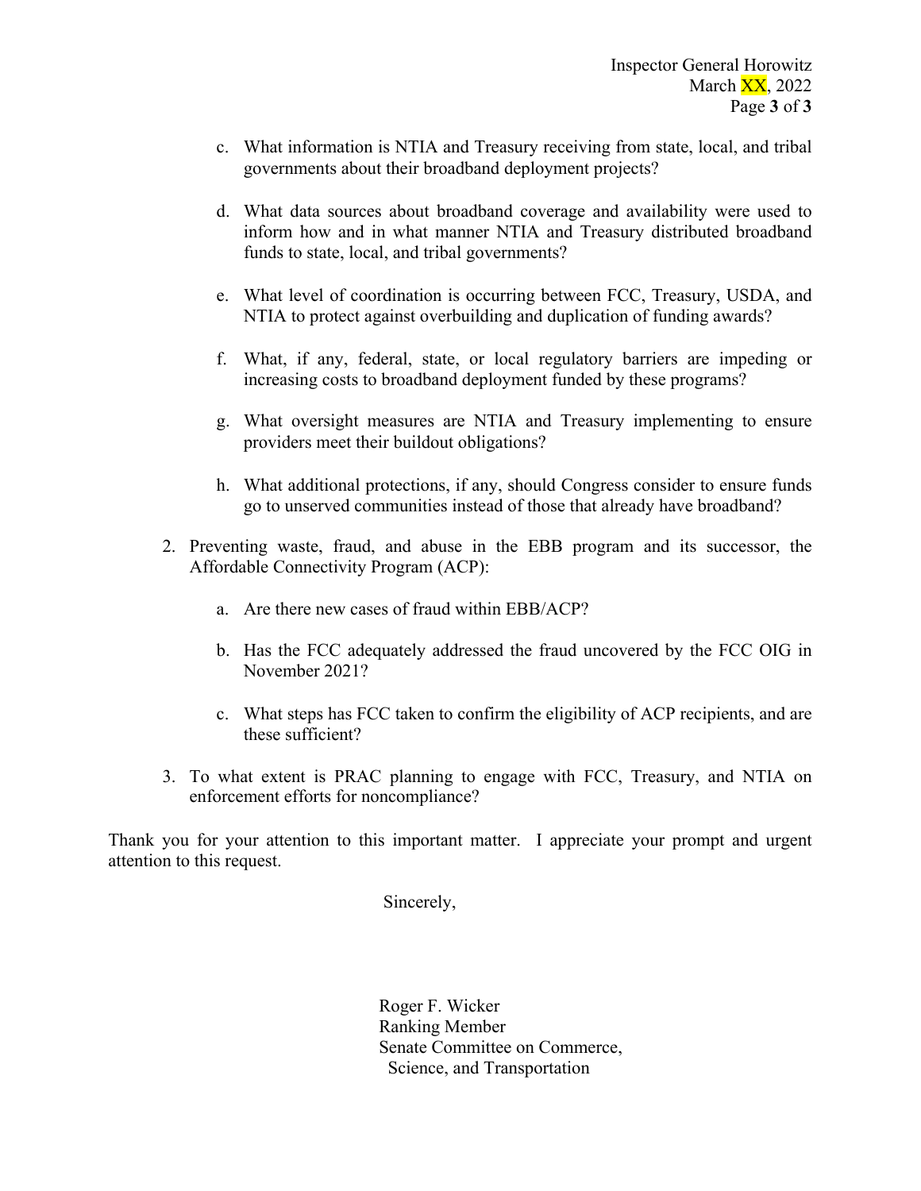c. What information is NTIA and Treasury receiving from state, local, and tribal governments about their broadband deployment projects?

d. What data sources about broadband coverage and availability were used to inform how and in what manner NTIA and Treasury distributed broadband funds to state, local, and tribal governments?

e. What level of coordination is occurring between FCC, Treasury, USDA, and NTIA to protect against overbuilding and duplication of funding awards?

f. What, if any, federal, state, or local regulatory barriers are impeding or increasing costs to broadband deployment funded by these programs?

g. What oversight measures are NTIA and Treasury implementing to ensure providers meet their buildout obligations?

h. What additional protections, if any, should Congress consider to ensure funds go to unserved communities instead of those that already have broadband?

2. Preventing waste, fraud, and abuse in the EBB program and its successor, the Affordable Connectivity Program (ACP):

   a. Are there new cases of fraud within EBB/ACP?

   b. Has the FCC adequately addressed the fraud uncovered by the FCC OIG in November 2021?

   c. What steps has FCC taken to confirm the eligibility of ACP recipients, and are these sufficient?

3. To what extent is PRAC planning to engage with FCC, Treasury, and NTIA on enforcement efforts for noncompliance?

Thank you for your attention to this important matter. I appreciate your prompt and urgent attention to this request.

Sincerely,

Roger F. Wicker
Ranking Member
Senate Committee on Commerce,
Science, and Transportation